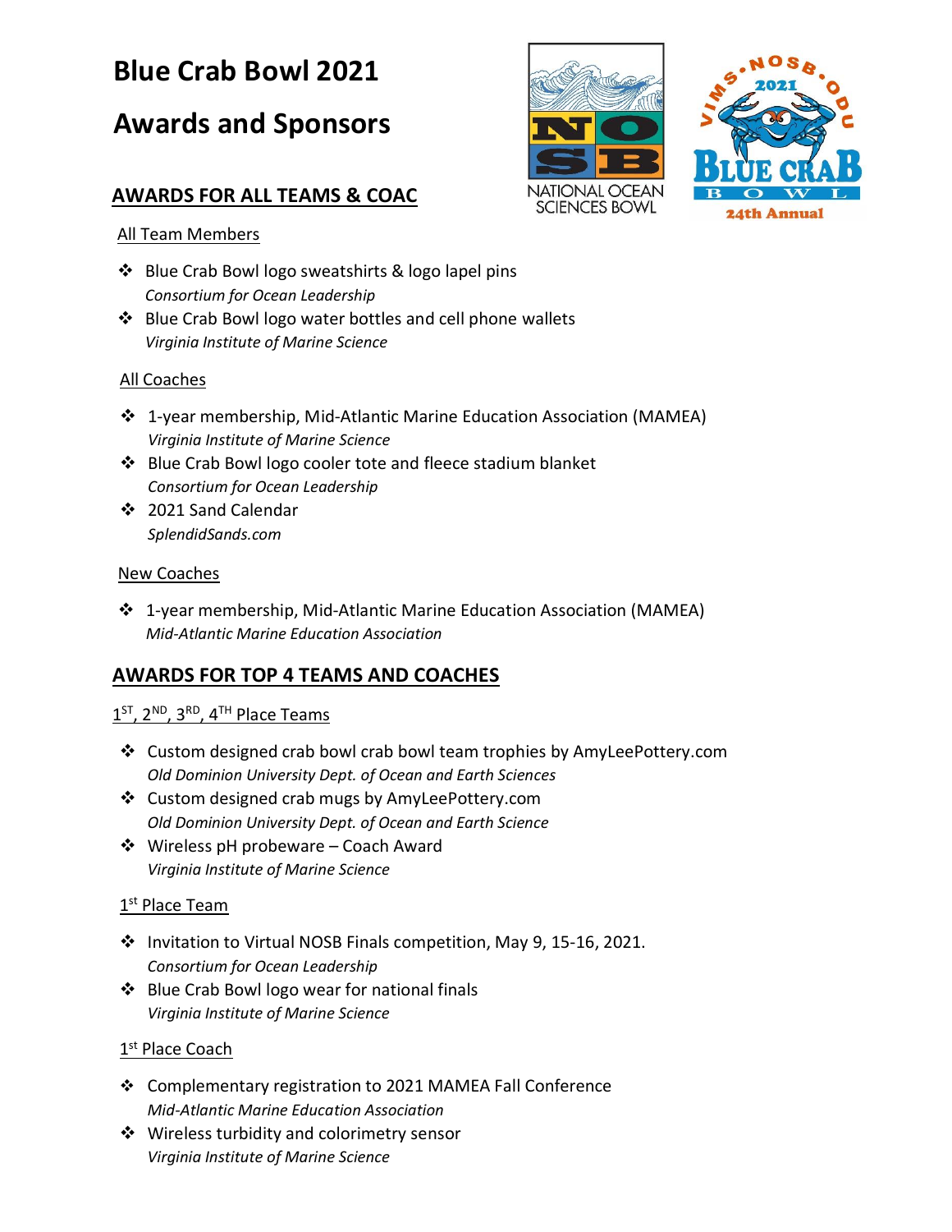# Blue Crab Bowl 2021

# Awards and Sponsors

## AWARDS FOR ALL TEAMS & COAC

### All Team Members

- Blue Crab Bowl logo sweatshirts & logo lapel pins
  *Consortium for Ocean Leadership*
- Blue Crab Bowl logo water bottles and cell phone wallets
  *Virginia Institute of Marine Science*

### All Coaches

- 1-year membership, Mid-Atlantic Marine Education Association (MAMEA)
  *Virginia Institute of Marine Science*
- Blue Crab Bowl logo cooler tote and fleece stadium blanket
  *Consortium for Ocean Leadership*
- 2021 Sand Calendar
  *SplendidSands.com*

### New Coaches

- 1-year membership, Mid-Atlantic Marine Education Association (MAMEA)
  *Mid-Atlantic Marine Education Association*

## AWARDS FOR TOP 4 TEAMS AND COACHES

### 1ST, 2ND, 3RD, 4TH Place Teams

- Custom designed crab bowl crab bowl team trophies by AmyLeePottery.com
  *Old Dominion University Dept. of Ocean and Earth Sciences*
- Custom designed crab mugs by AmyLeePottery.com
  *Old Dominion University Dept. of Ocean and Earth Science*
- Wireless pH probeware – Coach Award
  *Virginia Institute of Marine Science*

### 1st Place Team

- Invitation to Virtual NOSB Finals competition, May 9, 15-16, 2021.
  *Consortium for Ocean Leadership*
- Blue Crab Bowl logo wear for national finals
  *Virginia Institute of Marine Science*

### 1st Place Coach

- Complementary registration to 2021 MAMEA Fall Conference
  *Mid-Atlantic Marine Education Association*
- Wireless turbidity and colorimetry sensor
  *Virginia Institute of Marine Science*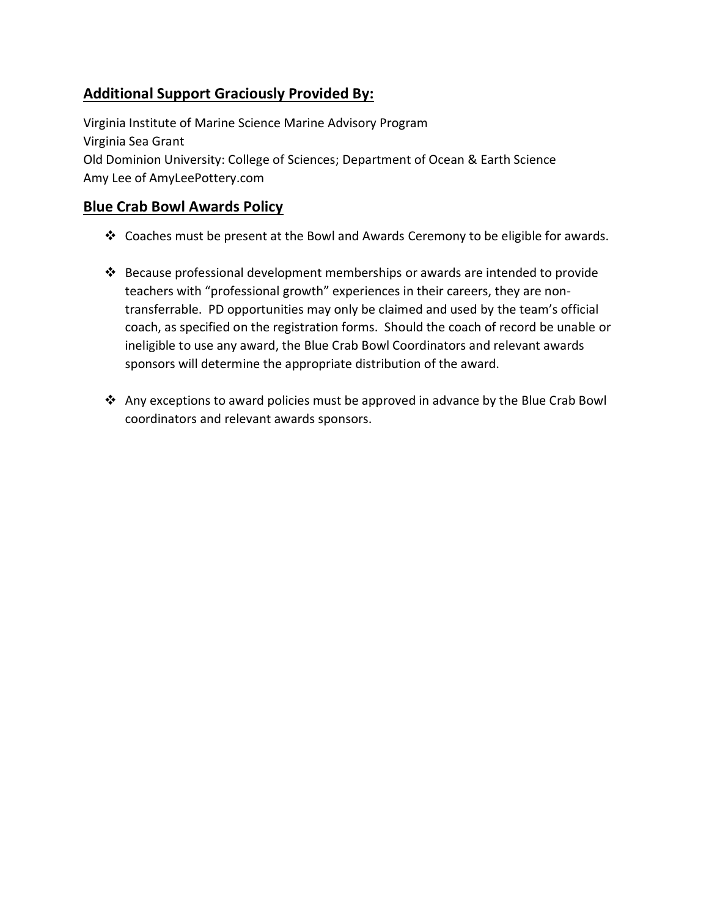## Additional Support Graciously Provided By:

Virginia Institute of Marine Science Marine Advisory Program
Virginia Sea Grant
Old Dominion University: College of Sciences; Department of Ocean & Earth Science
Amy Lee of AmyLeePottery.com

## Blue Crab Bowl Awards Policy

- Coaches must be present at the Bowl and Awards Ceremony to be eligible for awards.

- Because professional development memberships or awards are intended to provide teachers with "professional growth" experiences in their careers, they are non-transferrable. PD opportunities may only be claimed and used by the team's official coach, as specified on the registration forms. Should the coach of record be unable or ineligible to use any award, the Blue Crab Bowl Coordinators and relevant awards sponsors will determine the appropriate distribution of the award.

- Any exceptions to award policies must be approved in advance by the Blue Crab Bowl coordinators and relevant awards sponsors.